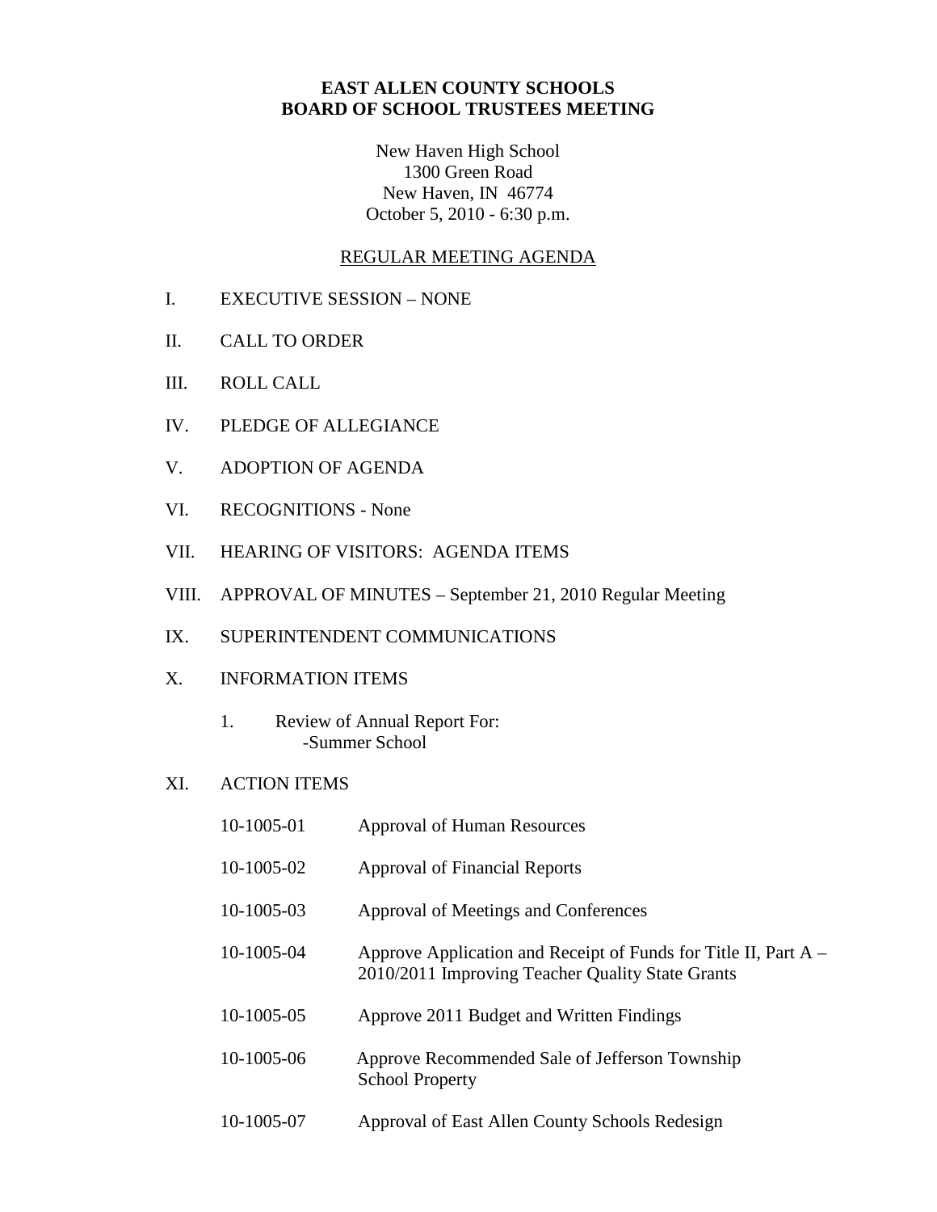# EAST ALLEN COUNTY SCHOOLS
# BOARD OF SCHOOL TRUSTEES MEETING

New Haven High School
1300 Green Road
New Haven, IN 46774
October 5, 2010 - 6:30 p.m.

## REGULAR MEETING AGENDA

I. EXECUTIVE SESSION – NONE

II. CALL TO ORDER

III. ROLL CALL

IV. PLEDGE OF ALLEGIANCE

V. ADOPTION OF AGENDA

VI. RECOGNITIONS - None

VII. HEARING OF VISITORS: AGENDA ITEMS

VIII. APPROVAL OF MINUTES – September 21, 2010 Regular Meeting

IX. SUPERINTENDENT COMMUNICATIONS

X. INFORMATION ITEMS

1. Review of Annual Report For:
   -Summer School

XI. ACTION ITEMS

10-1005-01 Approval of Human Resources

10-1005-02 Approval of Financial Reports

10-1005-03 Approval of Meetings and Conferences

10-1005-04 Approve Application and Receipt of Funds for Title II, Part A – 2010/2011 Improving Teacher Quality State Grants

10-1005-05 Approve 2011 Budget and Written Findings

10-1005-06 Approve Recommended Sale of Jefferson Township School Property

10-1005-07 Approval of East Allen County Schools Redesign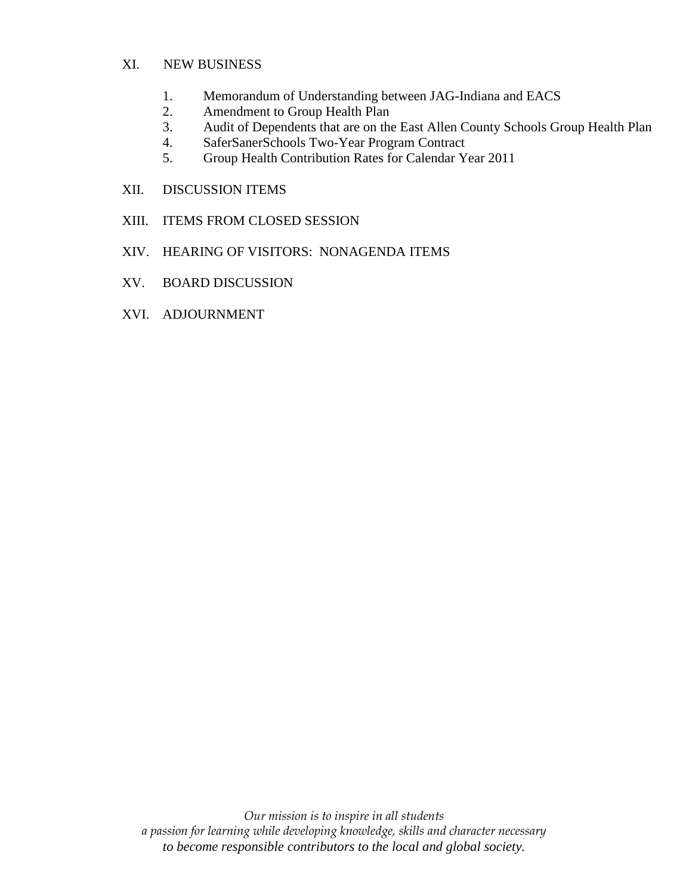XI. NEW BUSINESS

1. Memorandum of Understanding between JAG-Indiana and EACS
2. Amendment to Group Health Plan
3. Audit of Dependents that are on the East Allen County Schools Group Health Plan
4. SaferSanerSchools Two-Year Program Contract
5. Group Health Contribution Rates for Calendar Year 2011

XII. DISCUSSION ITEMS

XIII. ITEMS FROM CLOSED SESSION

XIV. HEARING OF VISITORS: NONAGENDA ITEMS

XV. BOARD DISCUSSION

XVI. ADJOURNMENT

*Our mission is to inspire in all students*
*a passion for learning while developing knowledge, skills and character necessary*
*to become responsible contributors to the local and global society.*